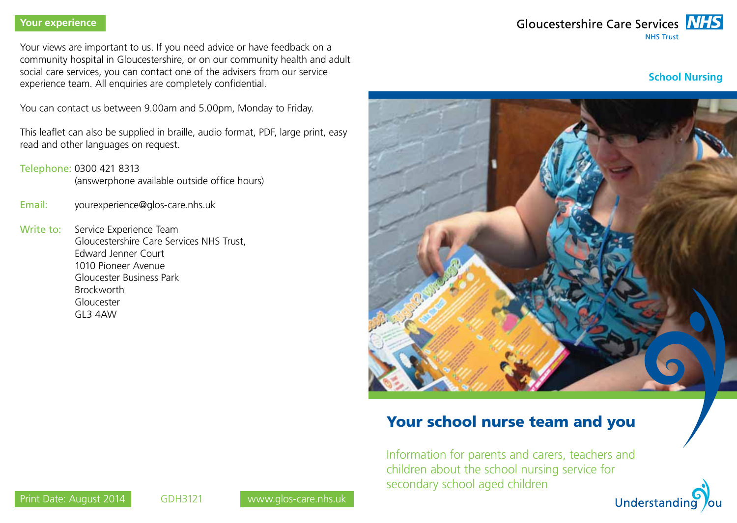## Your experience

Your views are important to us. If you need advice or have feedback on a community hospital in Gloucestershire, or on our community health and adult social care services, you can contact one of the advisers from our service experience team. All enquiries are completely confidential.

You can contact us between 9.00am and 5.00pm, Monday to Friday.

This leaflet can also be supplied in braille, audio format, PDF, large print, easy read and other languages on request.

Telephone: 0300 421 8313
(answerphone available outside office hours)

Email: yourexperience@glos-care.nhs.uk

Write to: Service Experience Team
Gloucestershire Care Services NHS Trust,
Edward Jenner Court
1010 Pioneer Avenue
Gloucester Business Park
Brockworth
Gloucester
GL3 4AW

Print Date: August 2014

GDH3121

www.glos-care.nhs.uk

Gloucestershire Care Services NHS
NHS Trust

**School Nursing**

# Your school nurse team and you

Information for parents and carers, teachers and children about the school nursing service for secondary school aged children

Understanding you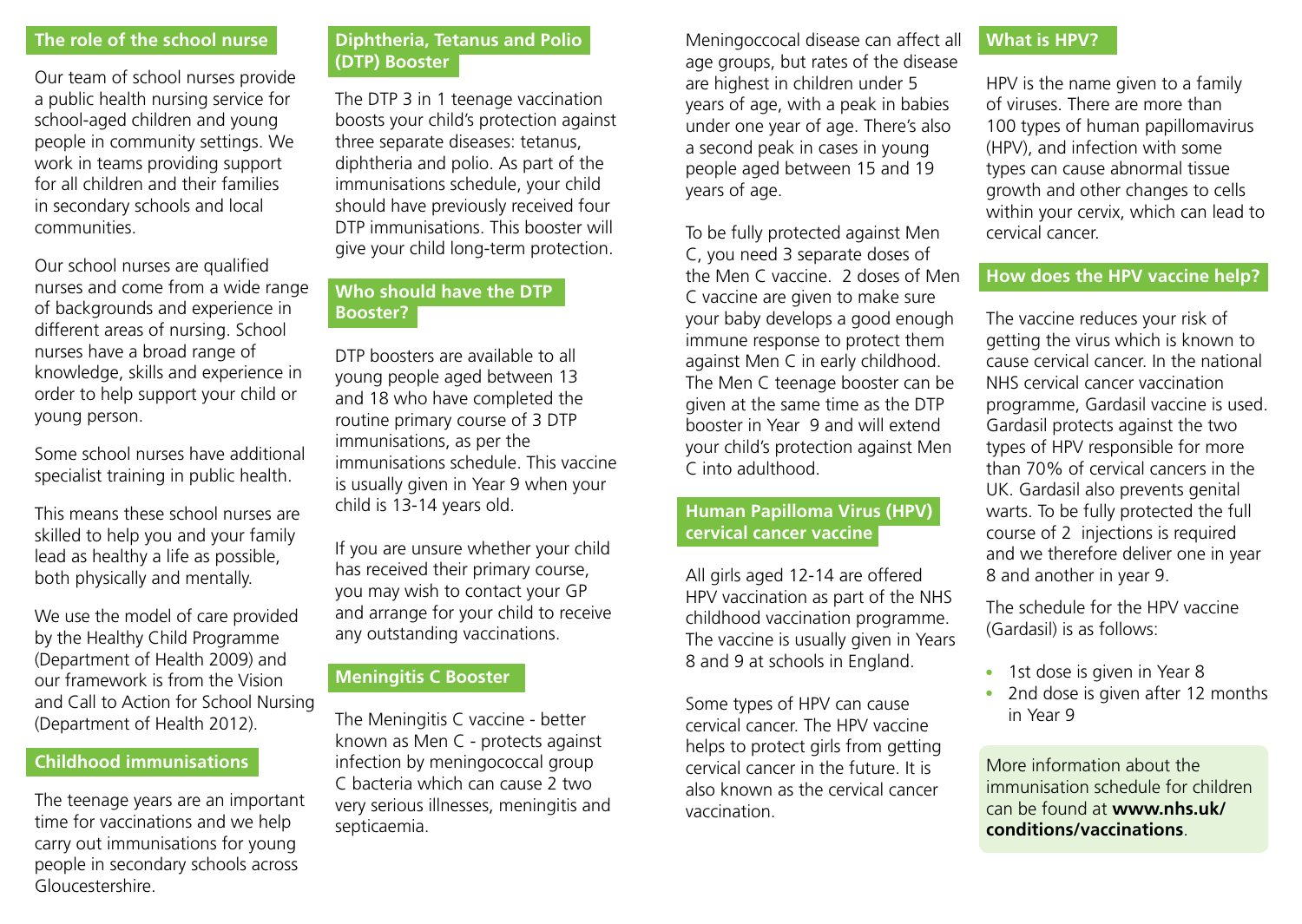## The role of the school nurse

Our team of school nurses provide a public health nursing service for school-aged children and young people in community settings. We work in teams providing support for all children and their families in secondary schools and local communities.

Our school nurses are qualified nurses and come from a wide range of backgrounds and experience in different areas of nursing. School nurses have a broad range of knowledge, skills and experience in order to help support your child or young person.

Some school nurses have additional specialist training in public health.

This means these school nurses are skilled to help you and your family lead as healthy a life as possible, both physically and mentally.

We use the model of care provided by the Healthy Child Programme (Department of Health 2009) and our framework is from the Vision and Call to Action for School Nursing (Department of Health 2012).

## Childhood immunisations

The teenage years are an important time for vaccinations and we help carry out immunisations for young people in secondary schools across Gloucestershire.

## Diphtheria, Tetanus and Polio (DTP) Booster

The DTP 3 in 1 teenage vaccination boosts your child's protection against three separate diseases: tetanus, diphtheria and polio. As part of the immunisations schedule, your child should have previously received four DTP immunisations. This booster will give your child long-term protection.

## Who should have the DTP Booster?

DTP boosters are available to all young people aged between 13 and 18 who have completed the routine primary course of 3 DTP immunisations, as per the immunisations schedule. This vaccine is usually given in Year 9 when your child is 13-14 years old.

If you are unsure whether your child has received their primary course, you may wish to contact your GP and arrange for your child to receive any outstanding vaccinations.

## Meningitis C Booster

The Meningitis C vaccine - better known as Men C - protects against infection by meningococcal group C bacteria which can cause 2 two very serious illnesses, meningitis and septicaemia.

Meningoccocal disease can affect all age groups, but rates of the disease are highest in children under 5 years of age, with a peak in babies under one year of age. There's also a second peak in cases in young people aged between 15 and 19 years of age.

To be fully protected against Men C, you need 3 separate doses of the Men C vaccine. 2 doses of Men C vaccine are given to make sure your baby develops a good enough immune response to protect them against Men C in early childhood. The Men C teenage booster can be given at the same time as the DTP booster in Year 9 and will extend your child's protection against Men C into adulthood.

## Human Papilloma Virus (HPV) cervical cancer vaccine

All girls aged 12-14 are offered HPV vaccination as part of the NHS childhood vaccination programme. The vaccine is usually given in Years 8 and 9 at schools in England.

Some types of HPV can cause cervical cancer. The HPV vaccine helps to protect girls from getting cervical cancer in the future. It is also known as the cervical cancer vaccination.

## What is HPV?

HPV is the name given to a family of viruses. There are more than 100 types of human papillomavirus (HPV), and infection with some types can cause abnormal tissue growth and other changes to cells within your cervix, which can lead to cervical cancer.

## How does the HPV vaccine help?

The vaccine reduces your risk of getting the virus which is known to cause cervical cancer. In the national NHS cervical cancer vaccination programme, Gardasil vaccine is used. Gardasil protects against the two types of HPV responsible for more than 70% of cervical cancers in the UK. Gardasil also prevents genital warts. To be fully protected the full course of 2 injections is required and we therefore deliver one in year 8 and another in year 9.

The schedule for the HPV vaccine (Gardasil) is as follows:

- 1st dose is given in Year 8
- 2nd dose is given after 12 months in Year 9

More information about the immunisation schedule for children can be found at **www.nhs.uk/conditions/vaccinations**.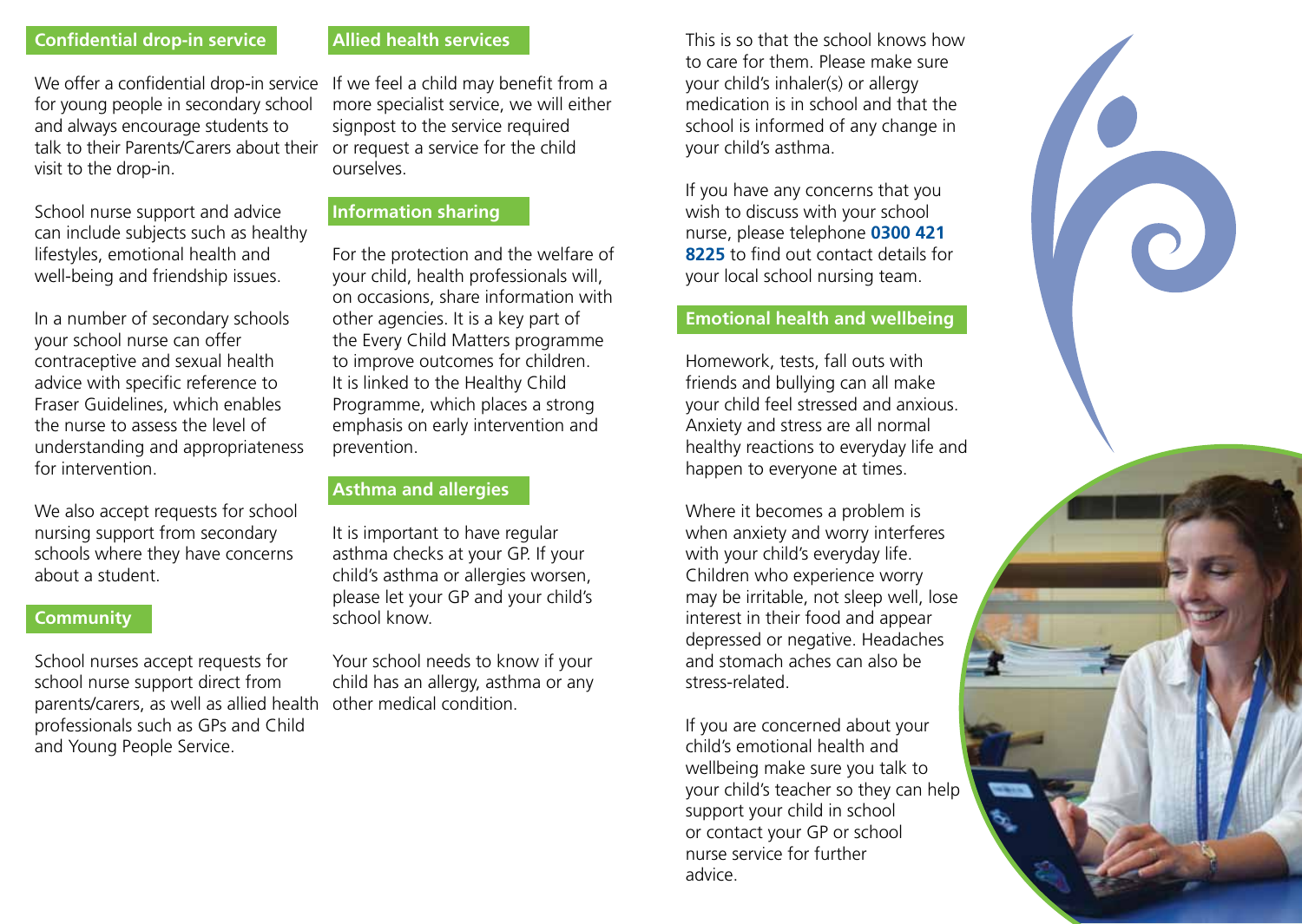## Confidential drop-in service

We offer a confidential drop-in service for young people in secondary school and always encourage students to talk to their Parents/Carers about their visit to the drop-in.

School nurse support and advice can include subjects such as healthy lifestyles, emotional health and well-being and friendship issues.

In a number of secondary schools your school nurse can offer contraceptive and sexual health advice with specific reference to Fraser Guidelines, which enables the nurse to assess the level of understanding and appropriateness for intervention.

We also accept requests for school nursing support from secondary schools where they have concerns about a student.

## Community

School nurses accept requests for school nurse support direct from parents/carers, as well as allied health professionals such as GPs and Child and Young People Service.

## Allied health services

If we feel a child may benefit from a more specialist service, we will either signpost to the service required or request a service for the child ourselves.

## Information sharing

For the protection and the welfare of your child, health professionals will, on occasions, share information with other agencies. It is a key part of the Every Child Matters programme to improve outcomes for children. It is linked to the Healthy Child Programme, which places a strong emphasis on early intervention and prevention.

## Asthma and allergies

It is important to have regular asthma checks at your GP. If your child's asthma or allergies worsen, please let your GP and your child's school know.

Your school needs to know if your child has an allergy, asthma or any other medical condition.

This is so that the school knows how to care for them. Please make sure your child's inhaler(s) or allergy medication is in school and that the school is informed of any change in your child's asthma.

If you have any concerns that you wish to discuss with your school nurse, please telephone **0300 421 8225** to find out contact details for your local school nursing team.

## Emotional health and wellbeing

Homework, tests, fall outs with friends and bullying can all make your child feel stressed and anxious. Anxiety and stress are all normal healthy reactions to everyday life and happen to everyone at times.

Where it becomes a problem is when anxiety and worry interferes with your child's everyday life. Children who experience worry may be irritable, not sleep well, lose interest in their food and appear depressed or negative. Headaches and stomach aches can also be stress-related.

If you are concerned about your child's emotional health and wellbeing make sure you talk to your child's teacher so they can help support your child in school or contact your GP or school nurse service for further advice.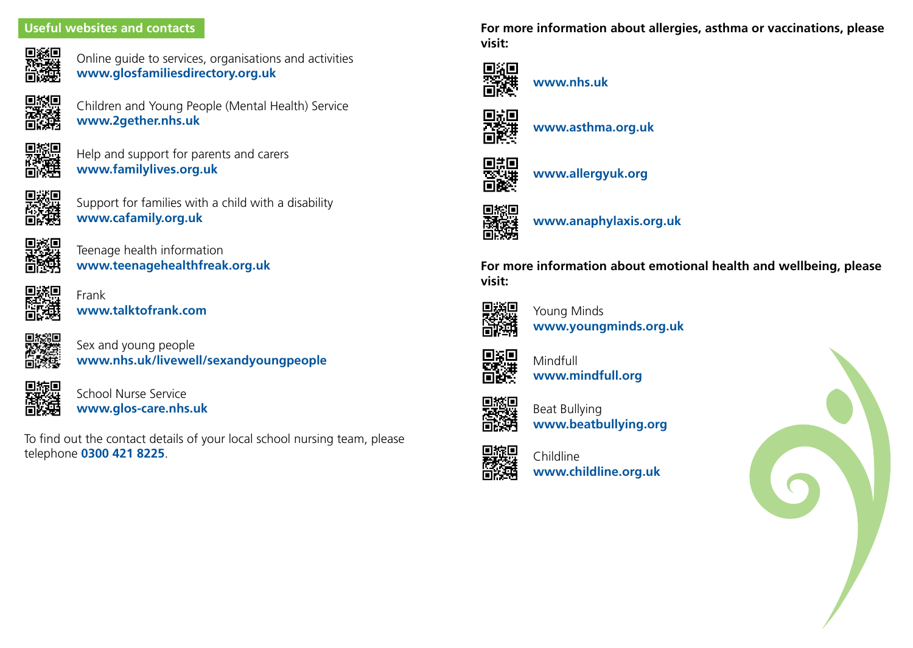## Useful websites and contacts

Online guide to services, organisations and activities
**www.glosfamiliesdirectory.org.uk**

Children and Young People (Mental Health) Service
**www.2gether.nhs.uk**

Help and support for parents and carers
**www.familylives.org.uk**

Support for families with a child with a disability
**www.cafamily.org.uk**

Teenage health information
**www.teenagehealthfreak.org.uk**

Frank
**www.talktofrank.com**

Sex and young people
**www.nhs.uk/livewell/sexandyoungpeople**

School Nurse Service
**www.glos-care.nhs.uk**

To find out the contact details of your local school nursing team, please telephone **0300 421 8225**.

**For more information about allergies, asthma or vaccinations, please visit:**

**www.nhs.uk**

**www.asthma.org.uk**

**www.allergyuk.org**

**www.anaphylaxis.org.uk**

**For more information about emotional health and wellbeing, please visit:**

Young Minds
**www.youngminds.org.uk**

Mindfull
**www.mindfull.org**

Beat Bullying
**www.beatbullying.org**

Childline
**www.childline.org.uk**